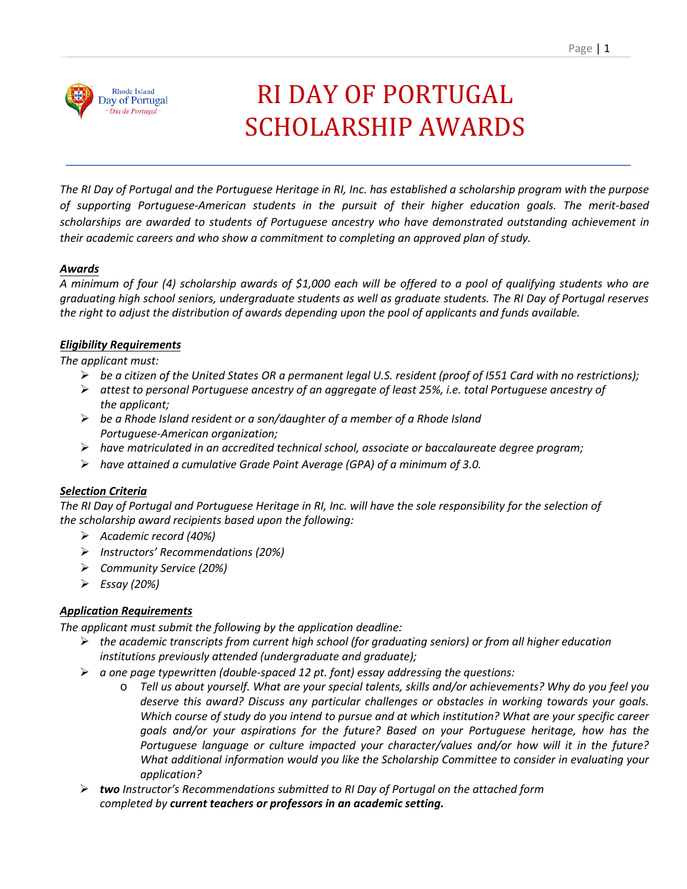# RI DAY OF PORTUGAL SCHOLARSHIP AWARDS

*The RI Day of Portugal and the Portuguese Heritage in RI, Inc. has established a scholarship program with the purpose of supporting Portuguese-American students in the pursuit of their higher education goals. The merit-based scholarships are awarded to students of Portuguese ancestry who have demonstrated outstanding achievement in their academic careers and who show a commitment to completing an approved plan of study.*

## ***Awards***

*A minimum of four (4) scholarship awards of $1,000 each will be offered to a pool of qualifying students who are graduating high school seniors, undergraduate students as well as graduate students. The RI Day of Portugal reserves the right to adjust the distribution of awards depending upon the pool of applicants and funds available.*

## ***Eligibility Requirements***

*The applicant must:*

- *be a citizen of the United States OR a permanent legal U.S. resident (proof of I551 Card with no restrictions);*
- *attest to personal Portuguese ancestry of an aggregate of least 25%, i.e. total Portuguese ancestry of the applicant;*
- *be a Rhode Island resident or a son/daughter of a member of a Rhode Island Portuguese-American organization;*
- *have matriculated in an accredited technical school, associate or baccalaureate degree program;*
- *have attained a cumulative Grade Point Average (GPA) of a minimum of 3.0.*

## ***Selection Criteria***

*The RI Day of Portugal and Portuguese Heritage in RI, Inc. will have the sole responsibility for the selection of the scholarship award recipients based upon the following:*

- *Academic record (40%)*
- *Instructors' Recommendations (20%)*
- *Community Service (20%)*
- *Essay (20%)*

## ***Application Requirements***

*The applicant must submit the following by the application deadline:*

- *the academic transcripts from current high school (for graduating seniors) or from all higher education institutions previously attended (undergraduate and graduate);*
- *a one page typewritten (double-spaced 12 pt. font) essay addressing the questions:*
  - *Tell us about yourself. What are your special talents, skills and/or achievements? Why do you feel you deserve this award? Discuss any particular challenges or obstacles in working towards your goals. Which course of study do you intend to pursue and at which institution? What are your specific career goals and/or your aspirations for the future? Based on your Portuguese heritage, how has the Portuguese language or culture impacted your character/values and/or how will it in the future? What additional information would you like the Scholarship Committee to consider in evaluating your application?*
- ***two** Instructor's Recommendations submitted to RI Day of Portugal on the attached form completed by **current teachers or professors in an academic setting.***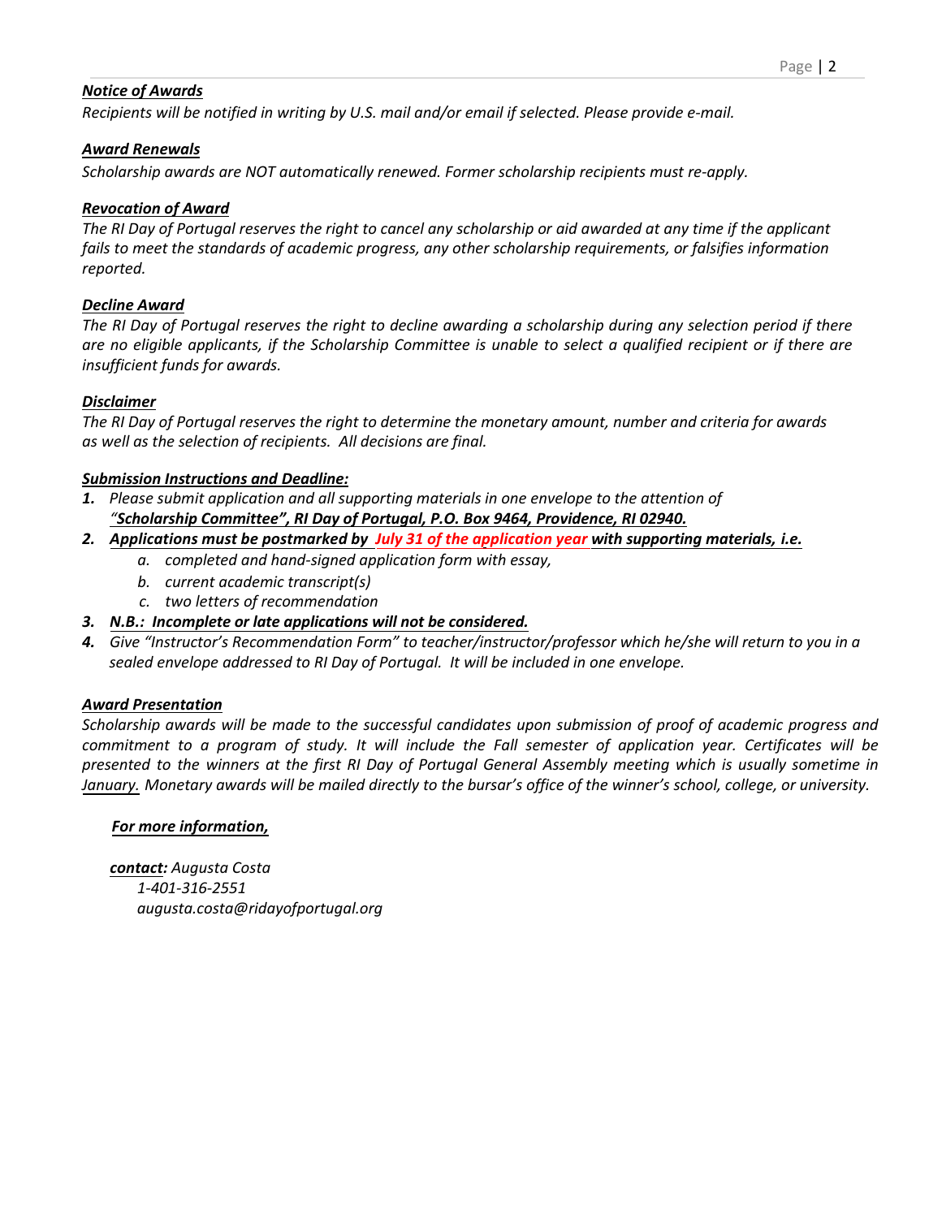***Notice of Awards***

*Recipients will be notified in writing by U.S. mail and/or email if selected. Please provide e-mail.*

***Award Renewals***

*Scholarship awards are NOT automatically renewed. Former scholarship recipients must re-apply.*

***Revocation of Award***

*The RI Day of Portugal reserves the right to cancel any scholarship or aid awarded at any time if the applicant fails to meet the standards of academic progress, any other scholarship requirements, or falsifies information reported.*

***Decline Award***

*The RI Day of Portugal reserves the right to decline awarding a scholarship during any selection period if there are no eligible applicants, if the Scholarship Committee is unable to select a qualified recipient or if there are insufficient funds for awards.*

***Disclaimer***

*The RI Day of Portugal reserves the right to determine the monetary amount, number and criteria for awards as well as the selection of recipients. All decisions are final.*

***Submission Instructions and Deadline:***

1. *Please submit application and all supporting materials in one envelope to the attention of* ***"Scholarship Committee", RI Day of Portugal, P.O. Box 9464, Providence, RI 02940.***
2. ***Applications must be postmarked by July 31 of the application year with supporting materials, i.e.***
   a. *completed and hand-signed application form with essay,*
   b. *current academic transcript(s)*
   c. *two letters of recommendation*
3. ***N.B.: Incomplete or late applications will not be considered.***
4. *Give "Instructor's Recommendation Form" to teacher/instructor/professor which he/she will return to you in a sealed envelope addressed to RI Day of Portugal. It will be included in one envelope.*

***Award Presentation***

*Scholarship awards will be made to the successful candidates upon submission of proof of academic progress and commitment to a program of study. It will include the Fall semester of application year. Certificates will be presented to the winners at the first RI Day of Portugal General Assembly meeting which is usually sometime in January. Monetary awards will be mailed directly to the bursar's office of the winner's school, college, or university.*

***For more information,***

***contact:*** *Augusta Costa*
*1-401-316-2551*
*augusta.costa@ridayofportugal.org*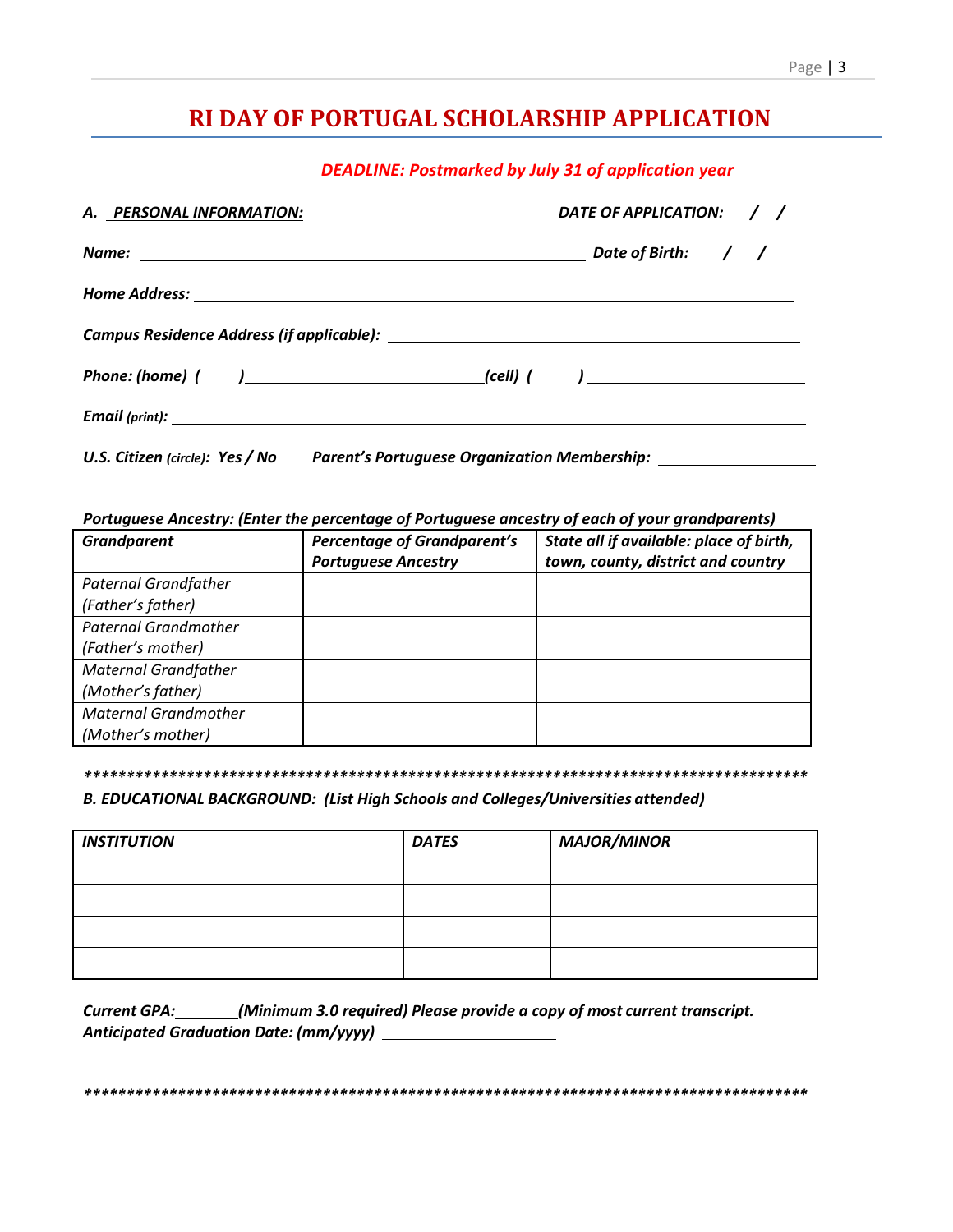# RI DAY OF PORTUGAL SCHOLARSHIP APPLICATION

***DEADLINE: Postmarked by July 31 of application year***

***A. PERSONAL INFORMATION:*** ***DATE OF APPLICATION:*** / /

***Name:*** ______________________________________________ ***Date of Birth:*** / /

***Home Address:*** ______________________________________________

***Campus Residence Address (if applicable):*** ______________________________________________

***Phone: (home)*** ( ) ______________________ ***(cell)*** ( ) ______________________

***Email*** *(print)*: ______________________________________________

***U.S. Citizen*** *(circle)*: ***Yes / No*** ***Parent's Portuguese Organization Membership:*** ______________

***Portuguese Ancestry: (Enter the percentage of Portuguese ancestry of each of your grandparents)***

| *Grandparent* | *Percentage of Grandparent's Portuguese Ancestry* | *State all if available: place of birth, town, county, district and country* |
|---|---|---|
| *Paternal Grandfather (Father's father)* | | |
| *Paternal Grandmother (Father's mother)* | | |
| *Maternal Grandfather (Mother's father)* | | |
| *Maternal Grandmother (Mother's mother)* | | |

*****************************************************************************************

***B. EDUCATIONAL BACKGROUND: (List High Schools and Colleges/Universities attended)***

| *INSTITUTION* | *DATES* | *MAJOR/MINOR* |
|---|---|---|
| | | |
| | | |
| | | |
| | | |

***Current GPA:*** ________ ***(Minimum 3.0 required) Please provide a copy of most current transcript.***
***Anticipated Graduation Date: (mm/yyyy)*** ____________________

*****************************************************************************************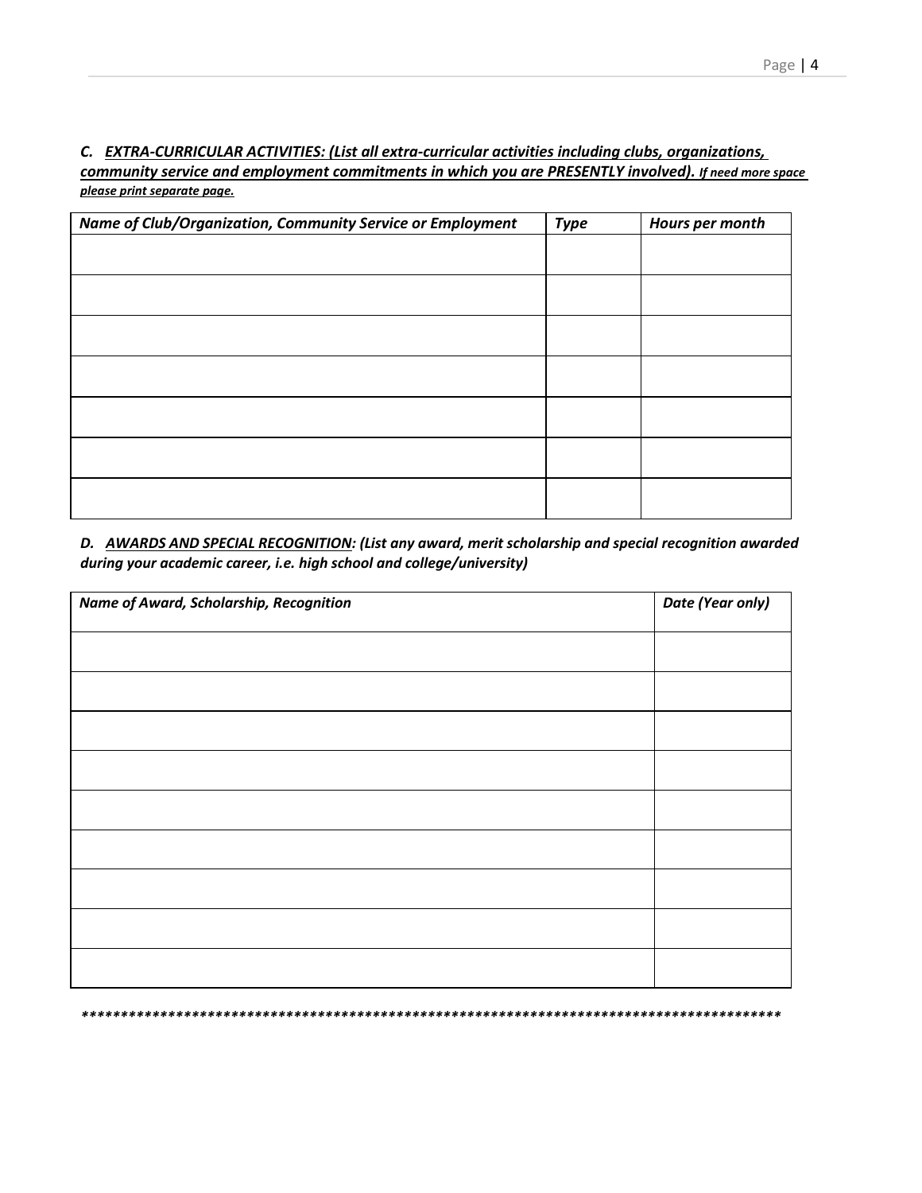***C. EXTRA-CURRICULAR ACTIVITIES: (List all extra-curricular activities including clubs, organizations, community service and employment commitments in which you are PRESENTLY involved). If need more space please print separate page.***

| *Name of Club/Organization, Community Service or Employment* | *Type* | *Hours per month* |
|---|---|---|
| | | |
| | | |
| | | |
| | | |
| | | |
| | | |
| | | |

***D. AWARDS AND SPECIAL RECOGNITION: (List any award, merit scholarship and special recognition awarded during your academic career, i.e. high school and college/university)***

| *Name of Award, Scholarship, Recognition* | *Date (Year only)* |
|---|---|
| | |
| | |
| | |
| | |
| | |
| | |
| | |
| | |
| | |

*********************************************************************************************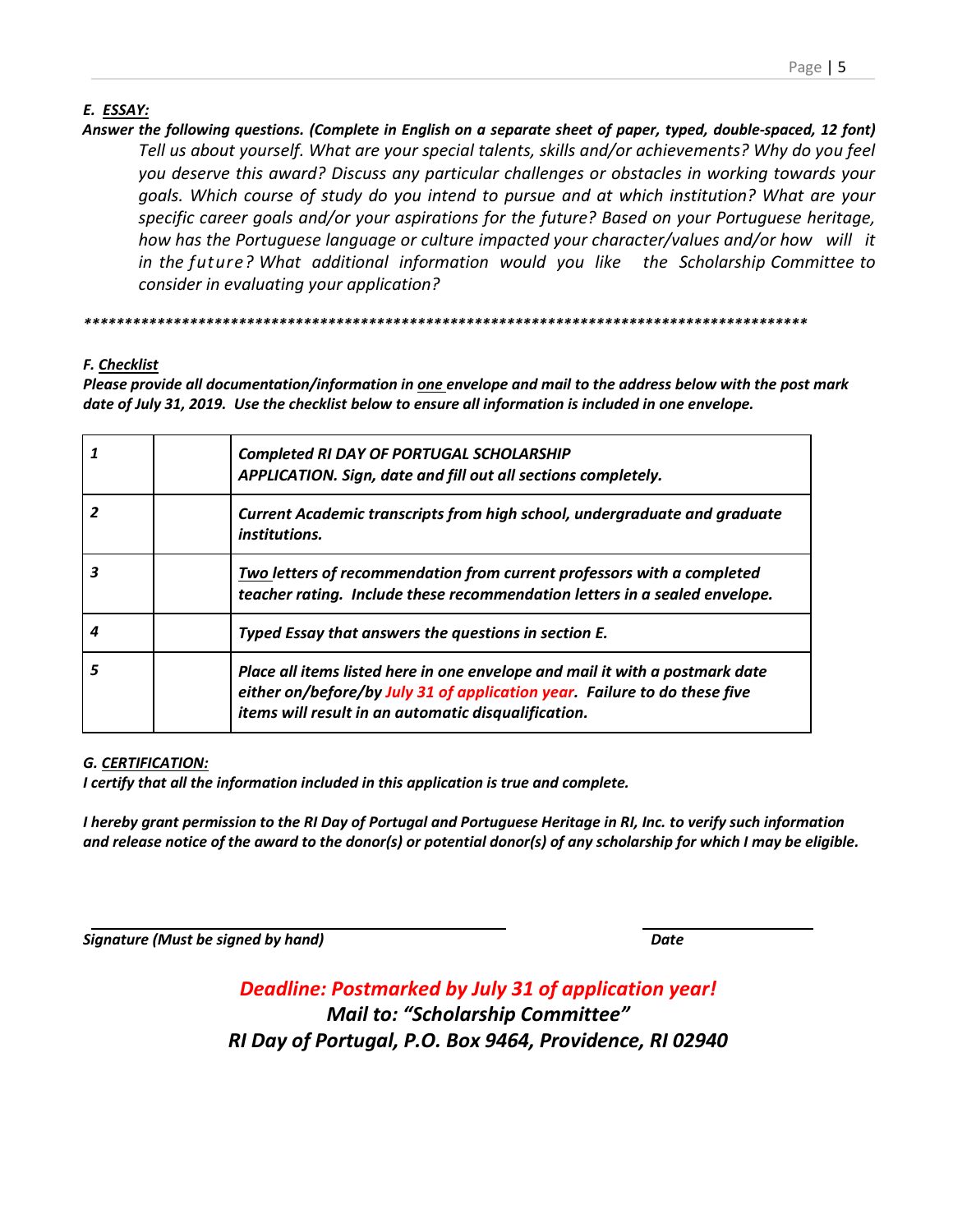***E. <u>ESSAY:</u>***

***Answer the following questions. (Complete in English on a separate sheet of paper, typed, double-spaced, 12 font)***

*Tell us about yourself. What are your special talents, skills and/or achievements? Why do you feel you deserve this award? Discuss any particular challenges or obstacles in working towards your goals. Which course of study do you intend to pursue and at which institution? What are your specific career goals and/or your aspirations for the future? Based on your Portuguese heritage, how has the Portuguese language or culture impacted your character/values and/or how will it in the future? What additional information would you like the Scholarship Committee to consider in evaluating your application?*

***************************************************************************************************

***F. <u>Checklist</u>***

***Please provide all documentation/information in <u>one</u> envelope and mail to the address below with the post mark date of July 31, 2019. Use the checklist below to ensure all information is included in one envelope.***

| | | |
|---|---|---|
| ***1*** | | ***Completed RI DAY OF PORTUGAL SCHOLARSHIP APPLICATION. Sign, date and fill out all sections completely.*** |
| ***2*** | | ***Current Academic transcripts from high school, undergraduate and graduate institutions.*** |
| ***3*** | | ***<u>Two</u> letters of recommendation from current professors with a completed teacher rating. Include these recommendation letters in a sealed envelope.*** |
| ***4*** | | ***Typed Essay that answers the questions in section E.*** |
| ***5*** | | ***Place all items listed here in one envelope and mail it with a postmark date either on/before/by July 31 of application year. Failure to do these five items will result in an automatic disqualification.*** |

***G. <u>CERTIFICATION:</u>***

***I certify that all the information included in this application is true and complete.***

***I hereby grant permission to the RI Day of Portugal and Portuguese Heritage in RI, Inc. to verify such information and release notice of the award to the donor(s) or potential donor(s) of any scholarship for which I may be eligible.***

______________________________ ______________

***Signature (Must be signed by hand)*** ***Date***

***Deadline: Postmarked by July 31 of application year!***

***Mail to: "Scholarship Committee"***

***RI Day of Portugal, P.O. Box 9464, Providence, RI 02940***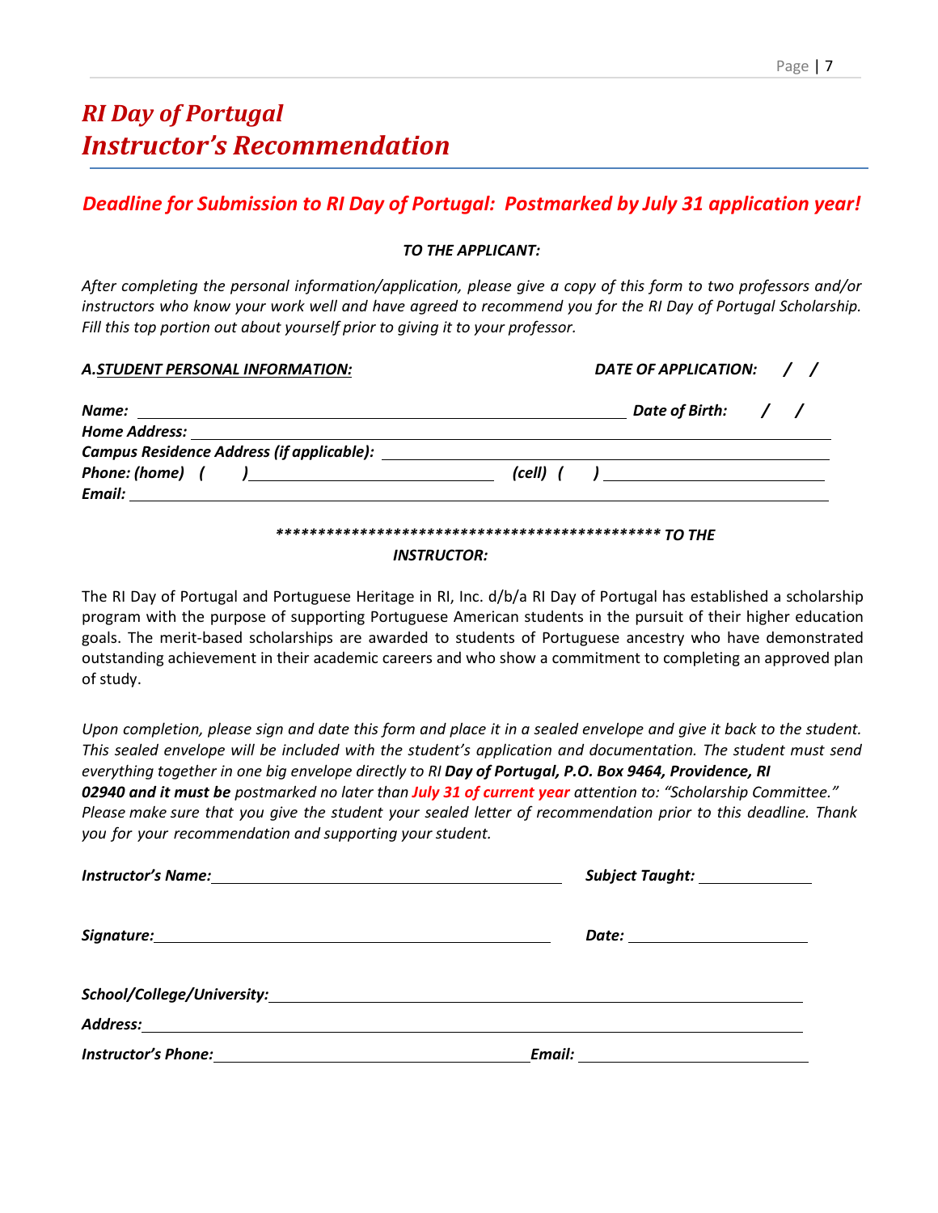# *RI Day of Portugal*
# *Instructor's Recommendation*

## *Deadline for Submission to RI Day of Portugal: Postmarked by July 31 application year!*

***TO THE APPLICANT:***

*After completing the personal information/application, please give a copy of this form to two professors and/or instructors who know your work well and have agreed to recommend you for the RI Day of Portugal Scholarship. Fill this top portion out about yourself prior to giving it to your professor.*

***A.** ***STUDENT PERSONAL INFORMATION:*** ***DATE OF APPLICATION:*** / /

***Name:*** ______________________________ ***Date of Birth:*** / /

***Home Address:*** ______________________________

***Campus Residence Address (if applicable):*** ______________________________

***Phone: (home) ( )*** ______________________ ***(cell) ( )*** ______________________

***Email:*** ______________________________

***\*\*\*\*\*\*\*\*\*\*\*\*\*\*\*\*\*\*\*\*\*\*\*\*\*\*\*\*\*\*\*\*\*\*\*\*\*\*\*\*\*\*\*\*\*\*\*\* TO THE INSTRUCTOR:***

The RI Day of Portugal and Portuguese Heritage in RI, Inc. d/b/a RI Day of Portugal has established a scholarship program with the purpose of supporting Portuguese American students in the pursuit of their higher education goals. The merit-based scholarships are awarded to students of Portuguese ancestry who have demonstrated outstanding achievement in their academic careers and who show a commitment to completing an approved plan of study.

*Upon completion, please sign and date this form and place it in a sealed envelope and give it back to the student. This sealed envelope will be included with the student's application and documentation. The student must send everything together in one big envelope directly to RI* ***Day of Portugal, P.O. Box 9464, Providence, RI 02940 and it must be*** *postmarked no later than* ***July 31 of current year*** *attention to: "Scholarship Committee." Please make sure that you give the student your sealed letter of recommendation prior to this deadline. Thank you for your recommendation and supporting your student.*

***Instructor's Name:*** ______________________________ ***Subject Taught:*** ______________

***Signature:*** ______________________________ ***Date:*** ______________

***School/College/University:*** ______________________________

***Address:*** ______________________________

***Instructor's Phone:*** ______________________ ***Email:*** ______________________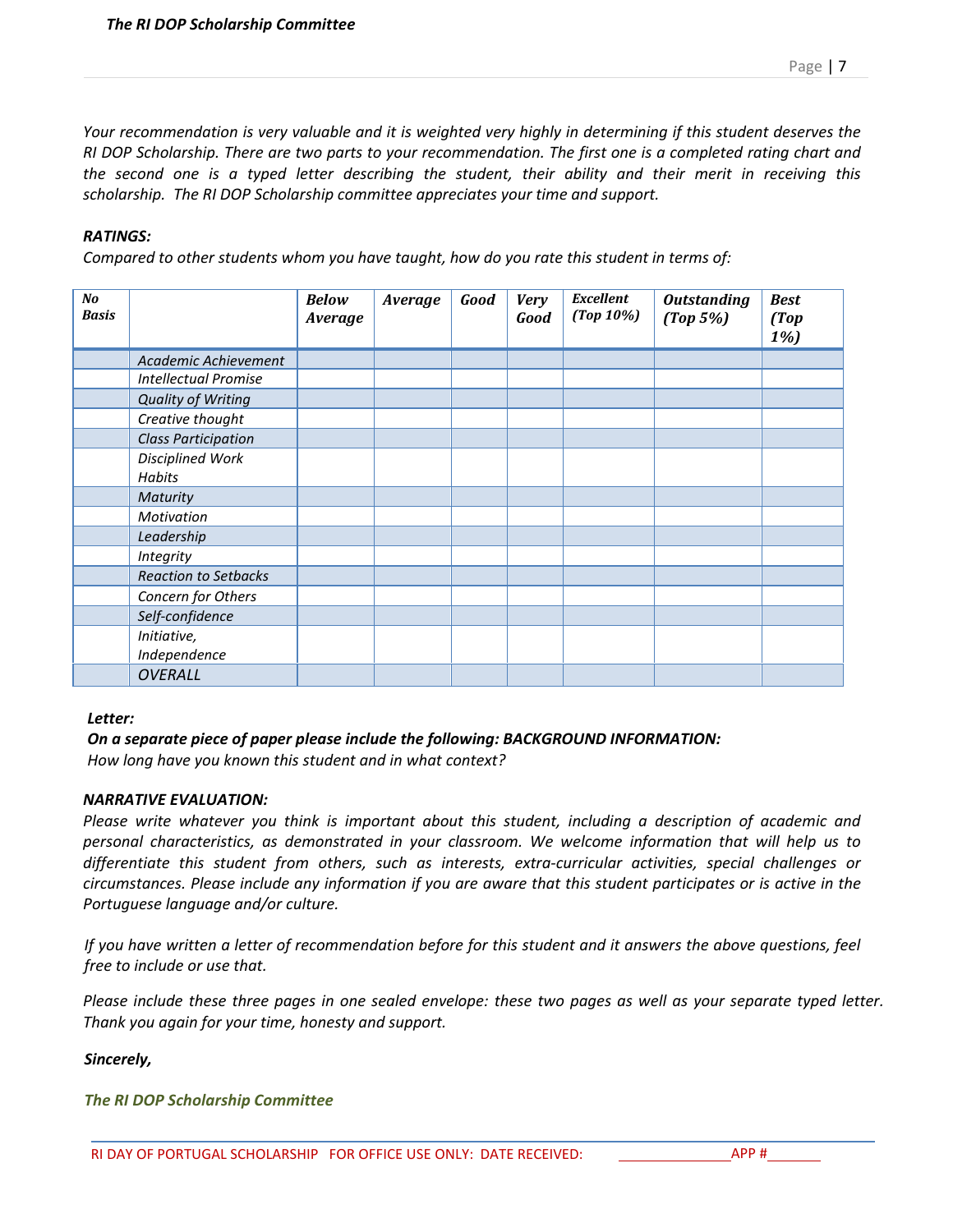*Your recommendation is very valuable and it is weighted very highly in determining if this student deserves the RI DOP Scholarship. There are two parts to your recommendation. The first one is a completed rating chart and the second one is a typed letter describing the student, their ability and their merit in receiving this scholarship. The RI DOP Scholarship committee appreciates your time and support.*

***RATINGS:***

*Compared to other students whom you have taught, how do you rate this student in terms of:*

| ***No Basis*** | | ***Below Average*** | ***Average*** | ***Good*** | ***Very Good*** | ***Excellent (Top 10%)*** | ***Outstanding (Top 5%)*** | ***Best (Top 1%)*** |
|---|---|---|---|---|---|---|---|---|
| | *Academic Achievement* | | | | | | | |
| | *Intellectual Promise* | | | | | | | |
| | *Quality of Writing* | | | | | | | |
| | *Creative thought* | | | | | | | |
| | *Class Participation* | | | | | | | |
| | *Disciplined Work Habits* | | | | | | | |
| | *Maturity* | | | | | | | |
| | *Motivation* | | | | | | | |
| | *Leadership* | | | | | | | |
| | *Integrity* | | | | | | | |
| | *Reaction to Setbacks* | | | | | | | |
| | *Concern for Others* | | | | | | | |
| | *Self-confidence* | | | | | | | |
| | *Initiative, Independence* | | | | | | | |
| | *OVERALL* | | | | | | | |

***Letter:***

***On a separate piece of paper please include the following: BACKGROUND INFORMATION:***

*How long have you known this student and in what context?*

***NARRATIVE EVALUATION:***

*Please write whatever you think is important about this student, including a description of academic and personal characteristics, as demonstrated in your classroom. We welcome information that will help us to differentiate this student from others, such as interests, extra-curricular activities, special challenges or circumstances. Please include any information if you are aware that this student participates or is active in the Portuguese language and/or culture.*

*If you have written a letter of recommendation before for this student and it answers the above questions, feel free to include or use that.*

*Please include these three pages in one sealed envelope: these two pages as well as your separate typed letter. Thank you again for your time, honesty and support.*

***Sincerely,***

***The RI DOP Scholarship Committee***

RI DAY OF PORTUGAL SCHOLARSHIP FOR OFFICE USE ONLY: DATE RECEIVED: _______________ APP # _______